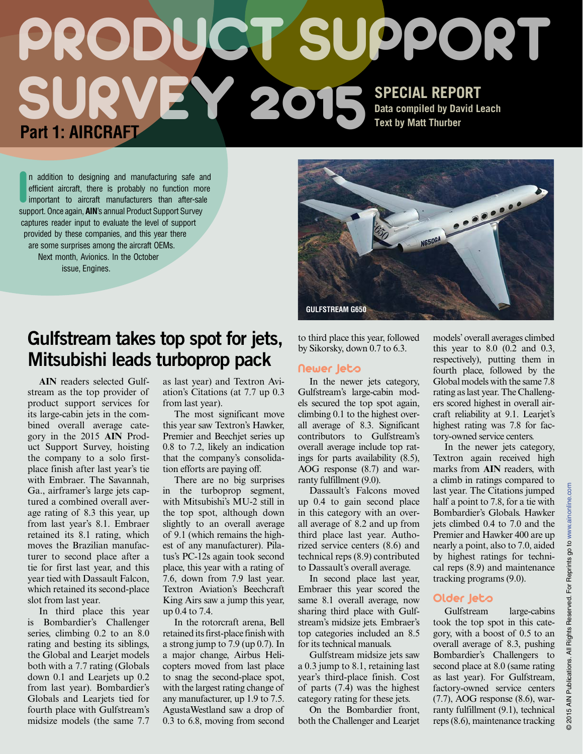# PRODUCT SUPPORT SURVEY 2015

## Part 1: AIRCRAFT

**SPECIAL REPORT**
**Data compiled by David Leach**
**Text by Matt Thurber**

In addition to designing and manufacturing safe and efficient aircraft, there is probably no function more important to aircraft manufacturers than after-sale support. Once again, **AIN**'s annual Product Support Survey captures reader input to evaluate the level of support provided by these companies, and this year there are some surprises among the aircraft OEMs. Next month, Avionics. In the October issue, Engines.

GULFSTREAM G650

## Gulfstream takes top spot for jets, Mitsubishi leads turboprop pack

**AIN** readers selected Gulfstream as the top provider of product support services for its large-cabin jets in the combined overall average category in the 2015 **AIN** Product Support Survey, hoisting the company to a solo first-place finish after last year's tie with Embraer. The Savannah, Ga., airframer's large jets captured a combined overall average rating of 8.3 this year, up from last year's 8.1. Embraer retained its 8.1 rating, which moves the Brazilian manufacturer to second place after a tie for first last year, and this year tied with Dassault Falcon, which retained its second-place slot from last year.

In third place this year is Bombardier's Challenger series, climbing 0.2 to an 8.0 rating and besting its siblings, the Global and Learjet models both with a 7.7 rating (Globals down 0.1 and Learjets up 0.2 from last year). Bombardier's Globals and Learjets tied for fourth place with Gulfstream's midsize models (the same 7.7 as last year) and Textron Aviation's Citations (at 7.7 up 0.3 from last year).

The most significant move this year saw Textron's Hawker, Premier and Beechjet series up 0.8 to 7.2, likely an indication that the company's consolidation efforts are paying off.

There are no big surprises in the turboprop segment, with Mitsubishi's MU-2 still in the top spot, although down slightly to an overall average of 9.1 (which remains the highest of any manufacturer). Pilatus's PC-12s again took second place, this year with a rating of 7.6, down from 7.9 last year. Textron Aviation's Beechcraft King Airs saw a jump this year, up 0.4 to 7.4.

In the rotorcraft arena, Bell retained its first-place finish with a strong jump to 7.9 (up 0.7). In a major change, Airbus Helicopters moved from last place to snag the second-place spot, with the largest rating change of any manufacturer, up 1.9 to 7.5. AgustaWestland saw a drop of 0.3 to 6.8, moving from second to third place this year, followed by Sikorsky, down 0.7 to 6.3.

### Newer Jets

In the newer jets category, Gulfstream's large-cabin models secured the top spot again, climbing 0.1 to the highest overall average of 8.3. Significant contributors to Gulfstream's overall average include top ratings for parts availability (8.5), AOG response (8.7) and warranty fulfillment (9.0).

Dassault's Falcons moved up 0.4 to gain second place in this category with an overall average of 8.2 and up from third place last year. Authorized service centers (8.6) and technical reps (8.9) contributed to Dassault's overall average.

In second place last year, Embraer this year scored the same 8.1 overall average, now sharing third place with Gulfstream's midsize jets. Embraer's top categories included an 8.5 for its technical manuals.

Gulfstream midsize jets saw a 0.3 jump to 8.1, retaining last year's third-place finish. Cost of parts (7.4) was the highest category rating for these jets.

On the Bombardier front, both the Challenger and Learjet models' overall averages climbed this year to 8.0 (0.2 and 0.3, respectively), putting them in fourth place, followed by the Global models with the same 7.8 rating as last year. The Challengers scored highest in overall aircraft reliability at 9.1. Learjet's highest rating was 7.8 for factory-owned service centers.

In the newer jets category, Textron again received high marks from **AIN** readers, with a climb in ratings compared to last year. The Citations jumped half a point to 7.8, for a tie with Bombardier's Globals. Hawker jets climbed 0.4 to 7.0 and the Premier and Hawker 400 are up nearly a point, also to 7.0, aided by highest ratings for technical reps (8.9) and maintenance tracking programs (9.0).

### Older Jets

Gulfstream large-cabins took the top spot in this category, with a boost of 0.5 to an overall average of 8.3, pushing Bombardier's Challengers to second place at 8.0 (same rating as last year). For Gulfstream, factory-owned service centers (7.7), AOG response (8.6), warranty fulfillment (9.1), technical reps (8.6), maintenance tracking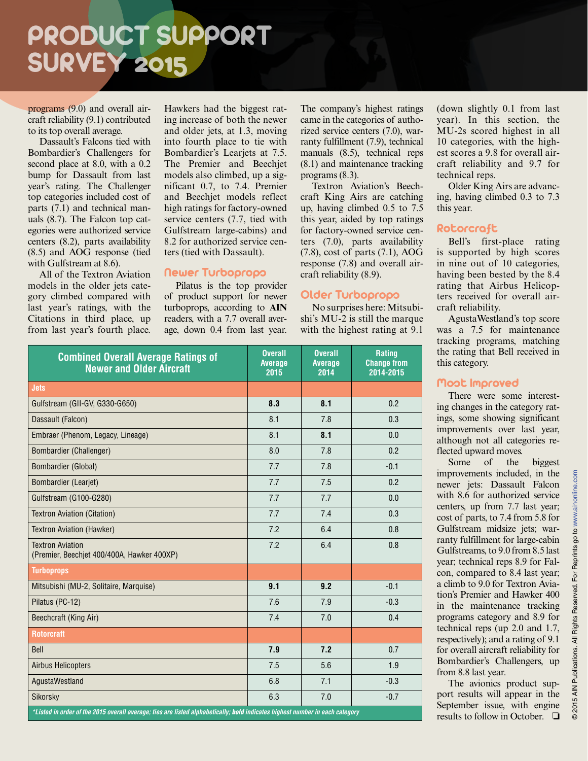# PRODUCT SUPPORT SURVEY 2015

programs (9.0) and overall aircraft reliability (9.1) contributed to its top overall average.

Dassault's Falcons tied with Bombardier's Challengers for second place at 8.0, with a 0.2 bump for Dassault from last year's rating. The Challenger top categories included cost of parts (7.1) and technical manuals (8.7). The Falcon top categories were authorized service centers (8.2), parts availability (8.5) and AOG response (tied with Gulfstream at 8.6).

All of the Textron Aviation models in the older jets category climbed compared with last year's ratings, with the Citations in third place, up from last year's fourth place. Hawkers had the biggest rating increase of both the newer and older jets, at 1.3, moving into fourth place to tie with Bombardier's Learjets at 7.5. The Premier and Beechjet models also climbed, up a significant 0.7, to 7.4. Premier and Beechjet models reflect high ratings for factory-owned service centers (7.7, tied with Gulfstream large-cabins) and 8.2 for authorized service centers (tied with Dassault).

## Newer Turboprops

Pilatus is the top provider of product support for newer turboprops, according to **AIN** readers, with a 7.7 overall average, down 0.4 from last year. The company's highest ratings came in the categories of authorized service centers (7.0), warranty fulfillment (7.9), technical manuals (8.5), technical reps (8.1) and maintenance tracking programs (8.3).

Textron Aviation's Beechcraft King Airs are catching up, having climbed 0.5 to 7.5 this year, aided by top ratings for factory-owned service centers (7.0), parts availability (7.8), cost of parts (7.1), AOG response (7.8) and overall aircraft reliability (8.9).

## Older Turboprops

No surprises here: Mitsubishi's MU-2 is still the marque with the highest rating at 9.1 (down slightly 0.1 from last year). In this section, the MU-2s scored highest in all 10 categories, with the highest scores a 9.8 for overall aircraft reliability and 9.7 for technical reps.

Older King Airs are advancing, having climbed 0.3 to 7.3 this year.

## Rotorcraft

Bell's first-place rating is supported by high scores in nine out of 10 categories, having been bested by the 8.4 rating that Airbus Helicopters received for overall aircraft reliability.

AgustaWestland's top score was a 7.5 for maintenance tracking programs, matching the rating that Bell received in this category.

## Most Improved

There were some interesting changes in the category ratings, some showing significant improvements over last year, although not all categories reflected upward moves.

Some of the biggest improvements included, in the newer jets: Dassault Falcon with 8.6 for authorized service centers, up from 7.7 last year; cost of parts, to 7.4 from 5.8 for Gulfstream midsize jets; warranty fulfillment for large-cabin Gulfstreams, to 9.0 from 8.5 last year; technical reps 8.9 for Falcon, compared to 8.4 last year; a climb to 9.0 for Textron Aviation's Premier and Hawker 400 in the maintenance tracking programs category and 8.9 for technical reps (up 2.0 and 1.7, respectively); and a rating of 9.1 for overall aircraft reliability for Bombardier's Challengers, up from 8.8 last year.

The avionics product support results will appear in the September issue, with engine results to follow in October. ❏

| Combined Overall Average Ratings of Newer and Older Aircraft | Overall Average 2015 | Overall Average 2014 | Rating Change from 2014-2015 |
|---|---|---|---|
| **Jets** | | | |
| Gulfstream (GII-GV, G330-G650) | **8.3** | **8.1** | 0.2 |
| Dassault (Falcon) | 8.1 | 7.8 | 0.3 |
| Embraer (Phenom, Legacy, Lineage) | 8.1 | **8.1** | 0.0 |
| Bombardier (Challenger) | 8.0 | 7.8 | 0.2 |
| Bombardier (Global) | 7.7 | 7.8 | -0.1 |
| Bombardier (Learjet) | 7.7 | 7.5 | 0.2 |
| Gulfstream (G100-G280) | 7.7 | 7.7 | 0.0 |
| Textron Aviation (Citation) | 7.7 | 7.4 | 0.3 |
| Textron Aviation (Hawker) | 7.2 | 6.4 | 0.8 |
| Textron Aviation (Premier, Beechjet 400/400A, Hawker 400XP) | 7.2 | 6.4 | 0.8 |
| **Turboprops** | | | |
| Mitsubishi (MU-2, Solitaire, Marquise) | **9.1** | **9.2** | -0.1 |
| Pilatus (PC-12) | 7.6 | 7.9 | -0.3 |
| Beechcraft (King Air) | 7.4 | 7.0 | 0.4 |
| **Rotorcraft** | | | |
| Bell | **7.9** | **7.2** | 0.7 |
| Airbus Helicopters | 7.5 | 5.6 | 1.9 |
| AgustaWestland | 6.8 | 7.1 | -0.3 |
| Sikorsky | 6.3 | 7.0 | -0.7 |

*\*Listed in order of the 2015 overall average; ties are listed alphabetically; **bold** indicates highest number in each category*

© 2015 AIN Publications. All Rights Reserved. For Reprints go to www.ainonline.com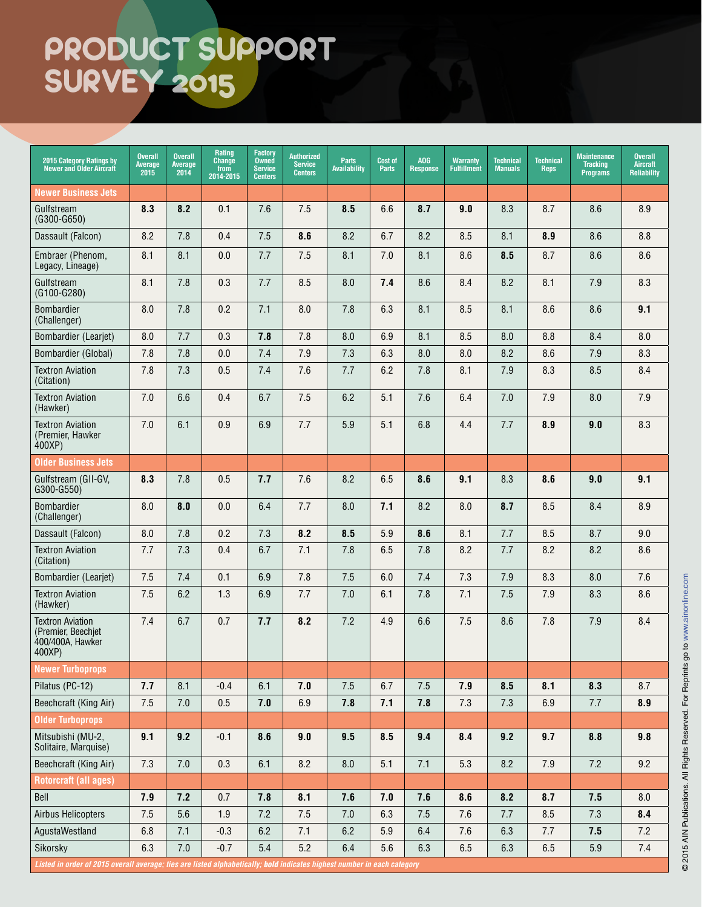# PRODUCT SUPPORT SURVEY 2015

| 2015 Category Ratings by Newer and Older Aircraft | Overall Average 2015 | Overall Average 2014 | Rating Change from 2014-2015 | Factory Owned Service Centers | Authorized Service Centers | Parts Availability | Cost of Parts | AOG Response | Warranty Fulfillment | Technical Manuals | Technical Reps | Maintenance Tracking Programs | Overall Aircraft Reliability |
|---|---|---|---|---|---|---|---|---|---|---|---|---|---|
| **Newer Business Jets** | | | | | | | | | | | | | |
| Gulfstream (G300-G650) | **8.3** | **8.2** | 0.1 | 7.6 | 7.5 | **8.5** | 6.6 | **8.7** | **9.0** | 8.3 | 8.7 | 8.6 | 8.9 |
| Dassault (Falcon) | 8.2 | 7.8 | 0.4 | 7.5 | **8.6** | 8.2 | 6.7 | 8.2 | 8.5 | 8.1 | **8.9** | 8.6 | 8.8 |
| Embraer (Phenom, Legacy, Lineage) | 8.1 | 8.1 | 0.0 | 7.7 | 7.5 | 8.1 | 7.0 | 8.1 | 8.6 | **8.5** | 8.7 | 8.6 | 8.6 |
| Gulfstream (G100-G280) | 8.1 | 7.8 | 0.3 | 7.7 | 8.5 | 8.0 | **7.4** | 8.6 | 8.4 | 8.2 | 8.1 | 7.9 | 8.3 |
| Bombardier (Challenger) | 8.0 | 7.8 | 0.2 | 7.1 | 8.0 | 7.8 | 6.3 | 8.1 | 8.5 | 8.1 | 8.6 | 8.6 | **9.1** |
| Bombardier (Learjet) | 8.0 | 7.7 | 0.3 | **7.8** | 7.8 | 8.0 | 6.9 | 8.1 | 8.5 | 8.0 | 8.8 | 8.4 | 8.0 |
| Bombardier (Global) | 7.8 | 7.8 | 0.0 | 7.4 | 7.9 | 7.3 | 6.3 | 8.0 | 8.0 | 8.2 | 8.6 | 7.9 | 8.3 |
| Textron Aviation (Citation) | 7.8 | 7.3 | 0.5 | 7.4 | 7.6 | 7.7 | 6.2 | 7.8 | 8.1 | 7.9 | 8.3 | 8.5 | 8.4 |
| Textron Aviation (Hawker) | 7.0 | 6.6 | 0.4 | 6.7 | 7.5 | 6.2 | 5.1 | 7.6 | 6.4 | 7.0 | 7.9 | 8.0 | 7.9 |
| Textron Aviation (Premier, Hawker 400XP) | 7.0 | 6.1 | 0.9 | 6.9 | 7.7 | 5.9 | 5.1 | 6.8 | 4.4 | 7.7 | **8.9** | **9.0** | 8.3 |
| **Older Business Jets** | | | | | | | | | | | | | |
| Gulfstream (GII-GV, G300-G550) | **8.3** | 7.8 | 0.5 | **7.7** | 7.6 | 8.2 | 6.5 | **8.6** | **9.1** | 8.3 | **8.6** | **9.0** | **9.1** |
| Bombardier (Challenger) | 8.0 | **8.0** | 0.0 | 6.4 | 7.7 | 8.0 | **7.1** | 8.2 | 8.0 | **8.7** | 8.5 | 8.4 | 8.9 |
| Dassault (Falcon) | 8.0 | 7.8 | 0.2 | 7.3 | **8.2** | **8.5** | 5.9 | **8.6** | 8.1 | 7.7 | 8.5 | 8.7 | 9.0 |
| Textron Aviation (Citation) | 7.7 | 7.3 | 0.4 | 6.7 | 7.1 | 7.8 | 6.5 | 7.8 | 8.2 | 7.7 | 8.2 | 8.2 | 8.6 |
| Bombardier (Learjet) | 7.5 | 7.4 | 0.1 | 6.9 | 7.8 | 7.5 | 6.0 | 7.4 | 7.3 | 7.9 | 8.3 | 8.0 | 7.6 |
| Textron Aviation (Hawker) | 7.5 | 6.2 | 1.3 | 6.9 | 7.7 | 7.0 | 6.1 | 7.8 | 7.1 | 7.5 | 7.9 | 8.3 | 8.6 |
| Textron Aviation (Premier, Beechjet 400/400A, Hawker 400XP) | 7.4 | 6.7 | 0.7 | **7.7** | **8.2** | 7.2 | 4.9 | 6.6 | 7.5 | 8.6 | 7.8 | 7.9 | 8.4 |
| **Newer Turboprops** | | | | | | | | | | | | | |
| Pilatus (PC-12) | **7.7** | 8.1 | -0.4 | 6.1 | **7.0** | 7.5 | 6.7 | 7.5 | **7.9** | **8.5** | **8.1** | **8.3** | 8.7 |
| Beechcraft (King Air) | 7.5 | 7.0 | 0.5 | **7.0** | 6.9 | **7.8** | **7.1** | **7.8** | 7.3 | 7.3 | 6.9 | 7.7 | **8.9** |
| **Older Turboprops** | | | | | | | | | | | | | |
| Mitsubishi (MU-2, Solitaire, Marquise) | **9.1** | **9.2** | -0.1 | **8.6** | **9.0** | **9.5** | **8.5** | **9.4** | **8.4** | **9.2** | **9.7** | **8.8** | **9.8** |
| Beechcraft (King Air) | 7.3 | 7.0 | 0.3 | 6.1 | 8.2 | 8.0 | 5.1 | 7.1 | 5.3 | 8.2 | 7.9 | 7.2 | 9.2 |
| **Rotorcraft (all ages)** | | | | | | | | | | | | | |
| Bell | **7.9** | **7.2** | 0.7 | **7.8** | **8.1** | **7.6** | **7.0** | **7.6** | **8.6** | **8.2** | **8.7** | **7.5** | 8.0 |
| Airbus Helicopters | 7.5 | 5.6 | 1.9 | 7.2 | 7.5 | 7.0 | 6.3 | 7.5 | 7.6 | 7.7 | 8.5 | 7.3 | **8.4** |
| AgustaWestland | 6.8 | 7.1 | -0.3 | 6.2 | 7.1 | 6.2 | 5.9 | 6.4 | 7.6 | 6.3 | 7.7 | **7.5** | 7.2 |
| Sikorsky | 6.3 | 7.0 | -0.7 | 5.4 | 5.2 | 6.4 | 5.6 | 6.3 | 6.5 | 6.3 | 6.5 | 5.9 | 7.4 |

*Listed in order of 2015 overall average; ties are listed alphabetically; bold indicates highest number in each category*

© 2015 AIN Publications. All Rights Reserved. For Reprints go to www.ainonline.com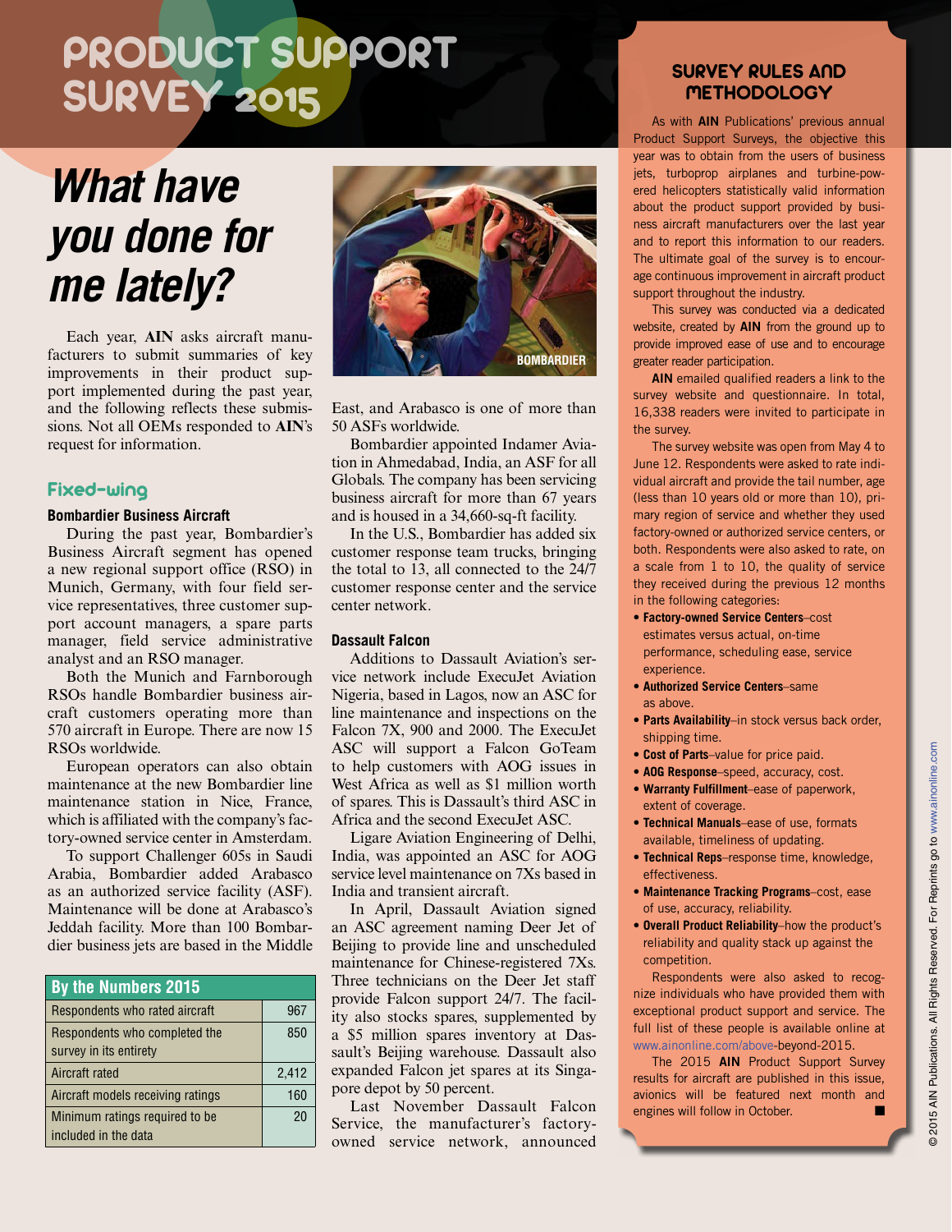# PRODUCT SUPPORT SURVEY 2015

## *What have you done for me lately?*

Each year, **AIN** asks aircraft manufacturers to submit summaries of key improvements in their product support implemented during the past year, and the following reflects these submissions. Not all OEMs responded to **AIN**'s request for information.

## Fixed-wing

### Bombardier Business Aircraft

During the past year, Bombardier's Business Aircraft segment has opened a new regional support office (RSO) in Munich, Germany, with four field service representatives, three customer support account managers, a spare parts manager, field service administrative analyst and an RSO manager.

Both the Munich and Farnborough RSOs handle Bombardier business aircraft customers operating more than 570 aircraft in Europe. There are now 15 RSOs worldwide.

European operators can also obtain maintenance at the new Bombardier line maintenance station in Nice, France, which is affiliated with the company's factory-owned service center in Amsterdam.

To support Challenger 605s in Saudi Arabia, Bombardier added Arabasco as an authorized service facility (ASF). Maintenance will be done at Arabasco's Jeddah facility. More than 100 Bombardier business jets are based in the Middle East, and Arabasco is one of more than 50 ASFs worldwide.

Bombardier appointed Indamer Aviation in Ahmedabad, India, an ASF for all Globals. The company has been servicing business aircraft for more than 67 years and is housed in a 34,660-sq-ft facility.

In the U.S., Bombardier has added six customer response team trucks, bringing the total to 13, all connected to the 24/7 customer response center and the service center network.

| By the Numbers 2015 | |
|---|---|
| Respondents who rated aircraft | 967 |
| Respondents who completed the survey in its entirety | 850 |
| Aircraft rated | 2,412 |
| Aircraft models receiving ratings | 160 |
| Minimum ratings required to be included in the data | 20 |

### Dassault Falcon

Additions to Dassault Aviation's service network include ExecuJet Aviation Nigeria, based in Lagos, now an ASC for line maintenance and inspections on the Falcon 7X, 900 and 2000. The ExecuJet ASC will support a Falcon GoTeam to help customers with AOG issues in West Africa as well as $1 million worth of spares. This is Dassault's third ASC in Africa and the second ExecuJet ASC.

Ligare Aviation Engineering of Delhi, India, was appointed an ASC for AOG service level maintenance on 7Xs based in India and transient aircraft.

In April, Dassault Aviation signed an ASC agreement naming Deer Jet of Beijing to provide line and unscheduled maintenance for Chinese-registered 7Xs. Three technicians on the Deer Jet staff provide Falcon support 24/7. The facility also stocks spares, supplemented by a $5 million spares inventory at Dassault's Beijing warehouse. Dassault also expanded Falcon jet spares at its Singapore depot by 50 percent.

Last November Dassault Falcon Service, the manufacturer's factory-owned service network, announced

## SURVEY RULES AND METHODOLOGY

As with **AIN** Publications' previous annual Product Support Surveys, the objective this year was to obtain from the users of business jets, turboprop airplanes and turbine-powered helicopters statistically valid information about the product support provided by business aircraft manufacturers over the last year and to report this information to our readers. The ultimate goal of the survey is to encourage continuous improvement in aircraft product support throughout the industry.

This survey was conducted via a dedicated website, created by **AIN** from the ground up to provide improved ease of use and to encourage greater reader participation.

**AIN** emailed qualified readers a link to the survey website and questionnaire. In total, 16,338 readers were invited to participate in the survey.

The survey website was open from May 4 to June 12. Respondents were asked to rate individual aircraft and provide the tail number, age (less than 10 years old or more than 10), primary region of service and whether they used factory-owned or authorized service centers, or both. Respondents were also asked to rate, on a scale from 1 to 10, the quality of service they received during the previous 12 months in the following categories:

- **Factory-owned Service Centers**–cost estimates versus actual, on-time performance, scheduling ease, service experience.
- **Authorized Service Centers**–same as above.
- **Parts Availability**–in stock versus back order, shipping time.
- **Cost of Parts**–value for price paid.
- **AOG Response**–speed, accuracy, cost.
- **Warranty Fulfillment**–ease of paperwork, extent of coverage.
- **Technical Manuals**–ease of use, formats available, timeliness of updating.
- **Technical Reps**–response time, knowledge, effectiveness.
- **Maintenance Tracking Programs**–cost, ease of use, accuracy, reliability.
- **Overall Product Reliability**–how the product's reliability and quality stack up against the competition.

Respondents were also asked to recognize individuals who have provided them with exceptional product support and service. The full list of these people is available online at www.ainonline.com/above-beyond-2015.

The 2015 **AIN** Product Support Survey results for aircraft are published in this issue, avionics will be featured next month and engines will follow in October. ■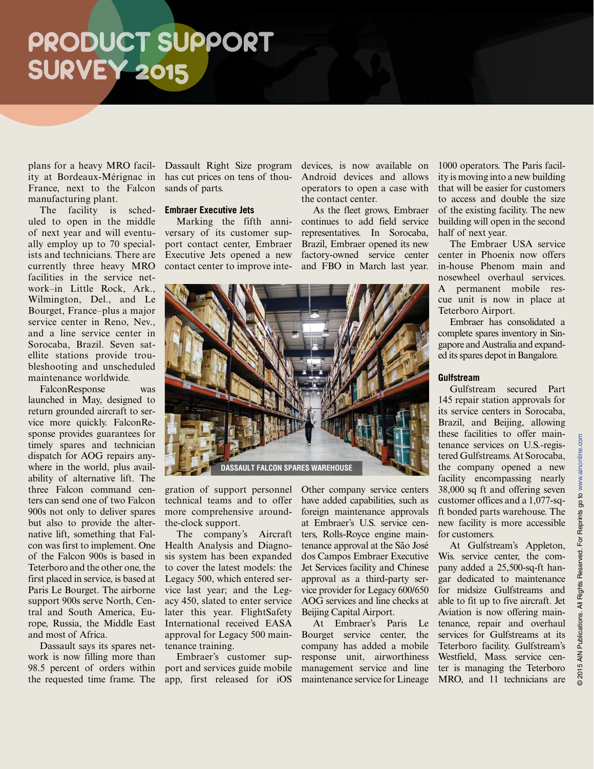plans for a heavy MRO facility at Bordeaux-Mérignac in France, next to the Falcon manufacturing plant.

The facility is scheduled to open in the middle of next year and will eventually employ up to 70 specialists and technicians. There are currently three heavy MRO facilities in the service network–in Little Rock, Ark., Wilmington, Del., and Le Bourget, France–plus a major service center in Reno, Nev., and a line service center in Sorocaba, Brazil. Seven satellite stations provide troubleshooting and unscheduled maintenance worldwide.

FalconResponse was launched in May, designed to return grounded aircraft to service more quickly. FalconResponse provides guarantees for timely spares and technician dispatch for AOG repairs anywhere in the world, plus availability of alternative lift. The three Falcon command centers can send one of two Falcon 900s not only to deliver spares but also to provide the alternative lift, something that Falcon was first to implement. One of the Falcon 900s is based in Teterboro and the other one, the first placed in service, is based at Paris Le Bourget. The airborne support 900s serve North, Central and South America, Europe, Russia, the Middle East and most of Africa.

Dassault says its spares network is now filling more than 98.5 percent of orders within the requested time frame. The Dassault Right Size program has cut prices on tens of thousands of parts.

### Embraer Executive Jets

Marking the fifth anniversary of its customer support contact center, Embraer Executive Jets opened a new contact center to improve integration of support personnel technical teams and to offer more comprehensive around-the-clock support.

DASSAULT FALCON SPARES WAREHOUSE

The company's Aircraft Health Analysis and Diagnosis system has been expanded to cover the latest models: the Legacy 500, which entered service last year; and the Legacy 450, slated to enter service later this year. FlightSafety International received EASA approval for Legacy 500 maintenance training.

Embraer's customer support and services guide mobile app, first released for iOS devices, is now available on Android devices and allows operators to open a case with the contact center.

As the fleet grows, Embraer continues to add field service representatives. In Sorocaba, Brazil, Embraer opened its new factory-owned service center and FBO in March last year. Other company service centers have added capabilities, such as foreign maintenance approvals at Embraer's U.S. service centers, Rolls-Royce engine maintenance approval at the São José dos Campos Embraer Executive Jet Services facility and Chinese approval as a third-party service provider for Legacy 600/650 AOG services and line checks at Beijing Capital Airport.

At Embraer's Paris Le Bourget service center, the company has added a mobile response unit, airworthiness management service and line maintenance service for Lineage 1000 operators. The Paris facility is moving into a new building that will be easier for customers to access and double the size of the existing facility. The new building will open in the second half of next year.

The Embraer USA service center in Phoenix now offers in-house Phenom main and nosewheel overhaul services. A permanent mobile rescue unit is now in place at Teterboro Airport.

Embraer has consolidated a complete spares inventory in Singapore and Australia and expanded its spares depot in Bangalore.

### Gulfstream

Gulfstream secured Part 145 repair station approvals for its service centers in Sorocaba, Brazil, and Beijing, allowing these facilities to offer maintenance services on U.S.-registered Gulfstreams. At Sorocaba, the company opened a new facility encompassing nearly 38,000 sq ft and offering seven customer offices and a 1,077-sq-ft bonded parts warehouse. The new facility is more accessible for customers.

At Gulfstream's Appleton, Wis. service center, the company added a 25,500-sq-ft hangar dedicated to maintenance for midsize Gulfstreams and able to fit up to five aircraft. Jet Aviation is now offering maintenance, repair and overhaul services for Gulfstreams at its Teterboro facility. Gulfstream's Westfield, Mass. service center is managing the Teterboro MRO, and 11 technicians are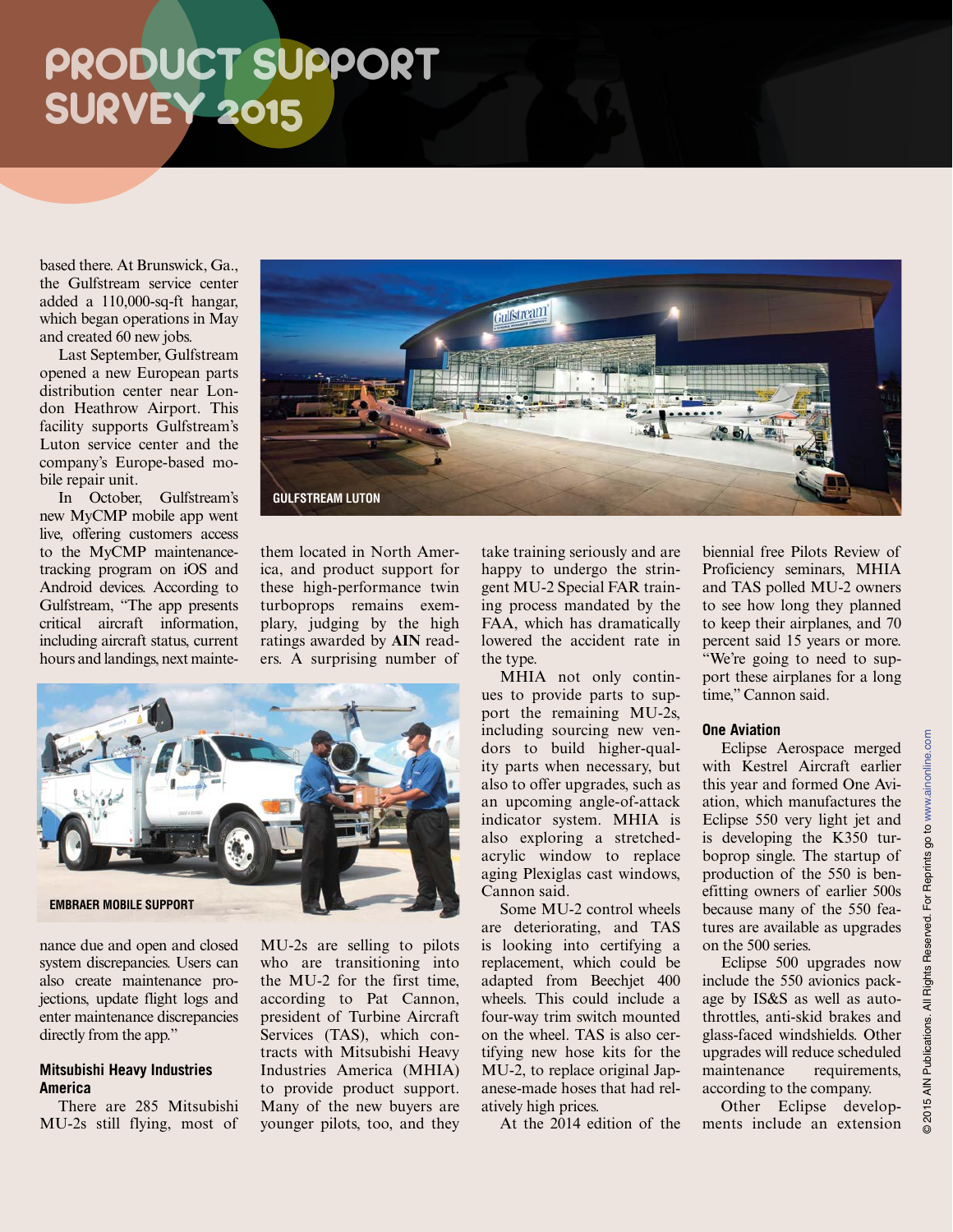# PRODUCT SUPPORT SURVEY 2015

based there. At Brunswick, Ga., the Gulfstream service center added a 110,000-sq-ft hangar, which began operations in May and created 60 new jobs.

Last September, Gulfstream opened a new European parts distribution center near London Heathrow Airport. This facility supports Gulfstream's Luton service center and the company's Europe-based mobile repair unit.

In October, Gulfstream's new MyCMP mobile app went live, offering customers access to the MyCMP maintenance-tracking program on iOS and Android devices. According to Gulfstream, "The app presents critical aircraft information, including aircraft status, current hours and landings, next maintenance due and open and closed system discrepancies. Users can also create maintenance projections, update flight logs and enter maintenance discrepancies directly from the app."

GULFSTREAM LUTON

EMBRAER MOBILE SUPPORT

### Mitsubishi Heavy Industries America

There are 285 Mitsubishi MU-2s still flying, most of them located in North America, and product support for these high-performance twin turboprops remains exemplary, judging by the high ratings awarded by **AIN** readers. A surprising number of MU-2s are selling to pilots who are transitioning into the MU-2 for the first time, according to Pat Cannon, president of Turbine Aircraft Services (TAS), which contracts with Mitsubishi Heavy Industries America (MHIA) to provide product support. Many of the new buyers are younger pilots, too, and they take training seriously and are happy to undergo the stringent MU-2 Special FAR training process mandated by the FAA, which has dramatically lowered the accident rate in the type.

MHIA not only continues to provide parts to support the remaining MU-2s, including sourcing new vendors to build higher-quality parts when necessary, but also to offer upgrades, such as an upcoming angle-of-attack indicator system. MHIA is also exploring a stretched-acrylic window to replace aging Plexiglas cast windows, Cannon said.

Some MU-2 control wheels are deteriorating, and TAS is looking into certifying a replacement, which could be adapted from Beechjet 400 wheels. This could include a four-way trim switch mounted on the wheel. TAS is also certifying new hose kits for the MU-2, to replace original Japanese-made hoses that had relatively high prices.

At the 2014 edition of the biennial free Pilots Review of Proficiency seminars, MHIA and TAS polled MU-2 owners to see how long they planned to keep their airplanes, and 70 percent said 15 years or more. "We're going to need to support these airplanes for a long time," Cannon said.

### One Aviation

Eclipse Aerospace merged with Kestrel Aircraft earlier this year and formed One Aviation, which manufactures the Eclipse 550 very light jet and is developing the K350 turboprop single. The startup of production of the 550 is benefitting owners of earlier 500s because many of the 550 features are available as upgrades on the 500 series.

Eclipse 500 upgrades now include the 550 avionics package by IS&S as well as autothrottles, anti-skid brakes and glass-faced windshields. Other upgrades will reduce scheduled maintenance requirements, according to the company.

Other Eclipse developments include an extension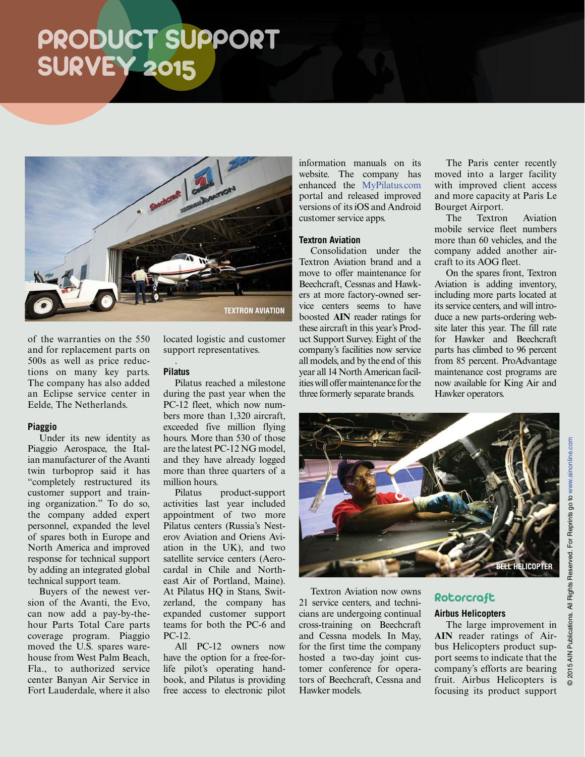# PRODUCT SUPPORT SURVEY 2015

TEXTRON AVIATION

of the warranties on the 550 and for replacement parts on 500s as well as price reductions on many key parts. The company has also added an Eclipse service center in Eelde, The Netherlands.

### Piaggio

Under its new identity as Piaggio Aerospace, the Italian manufacturer of the Avanti twin turboprop said it has "completely restructured its customer support and training organization." To do so, the company added expert personnel, expanded the level of spares both in Europe and North America and improved response for technical support by adding an integrated global technical support team.

Buyers of the newest version of the Avanti, the Evo, can now add a pay-by-the-hour Parts Total Care parts coverage program. Piaggio moved the U.S. spares warehouse from West Palm Beach, Fla., to authorized service center Banyan Air Service in Fort Lauderdale, where it also located logistic and customer support representatives.

### Pilatus

Pilatus reached a milestone during the past year when the PC-12 fleet, which now numbers more than 1,320 aircraft, exceeded five million flying hours. More than 530 of those are the latest PC-12 NG model, and they have already logged more than three quarters of a million hours.

Pilatus product-support activities last year included appointment of two more Pilatus centers (Russia's Nesterov Aviation and Oriens Aviation in the UK), and two satellite service centers (Aerocardal in Chile and Northeast Air of Portland, Maine). At Pilatus HQ in Stans, Switzerland, the company has expanded customer support teams for both the PC-6 and PC-12.

All PC-12 owners now have the option for a free-for-life pilot's operating handbook, and Pilatus is providing free access to electronic pilot information manuals on its website. The company has enhanced the MyPilatus.com portal and released improved versions of its iOS and Android customer service apps.

### Textron Aviation

Consolidation under the Textron Aviation brand and a move to offer maintenance for Beechcraft, Cessnas and Hawkers at more factory-owned service centers seems to have boosted **AIN** reader ratings for these aircraft in this year's Product Support Survey. Eight of the company's facilities now service all models, and by the end of this year all 14 North American facilities will offer maintenance for the three formerly separate brands.

The Paris center recently moved into a larger facility with improved client access and more capacity at Paris Le Bourget Airport.

The Textron Aviation mobile service fleet numbers more than 60 vehicles, and the company added another aircraft to its AOG fleet.

On the spares front, Textron Aviation is adding inventory, including more parts located at its service centers, and will introduce a new parts-ordering website later this year. The fill rate for Hawker and Beechcraft parts has climbed to 96 percent from 85 percent. ProAdvantage maintenance cost programs are now available for King Air and Hawker operators.

BELL HELICOPTER

Textron Aviation now owns 21 service centers, and technicians are undergoing continual cross-training on Beechcraft and Cessna models. In May, for the first time the company hosted a two-day joint customer conference for operators of Beechcraft, Cessna and Hawker models.

## Rotorcraft

### Airbus Helicopters

The large improvement in **AIN** reader ratings of Airbus Helicopters product support seems to indicate that the company's efforts are bearing fruit. Airbus Helicopters is focusing its product support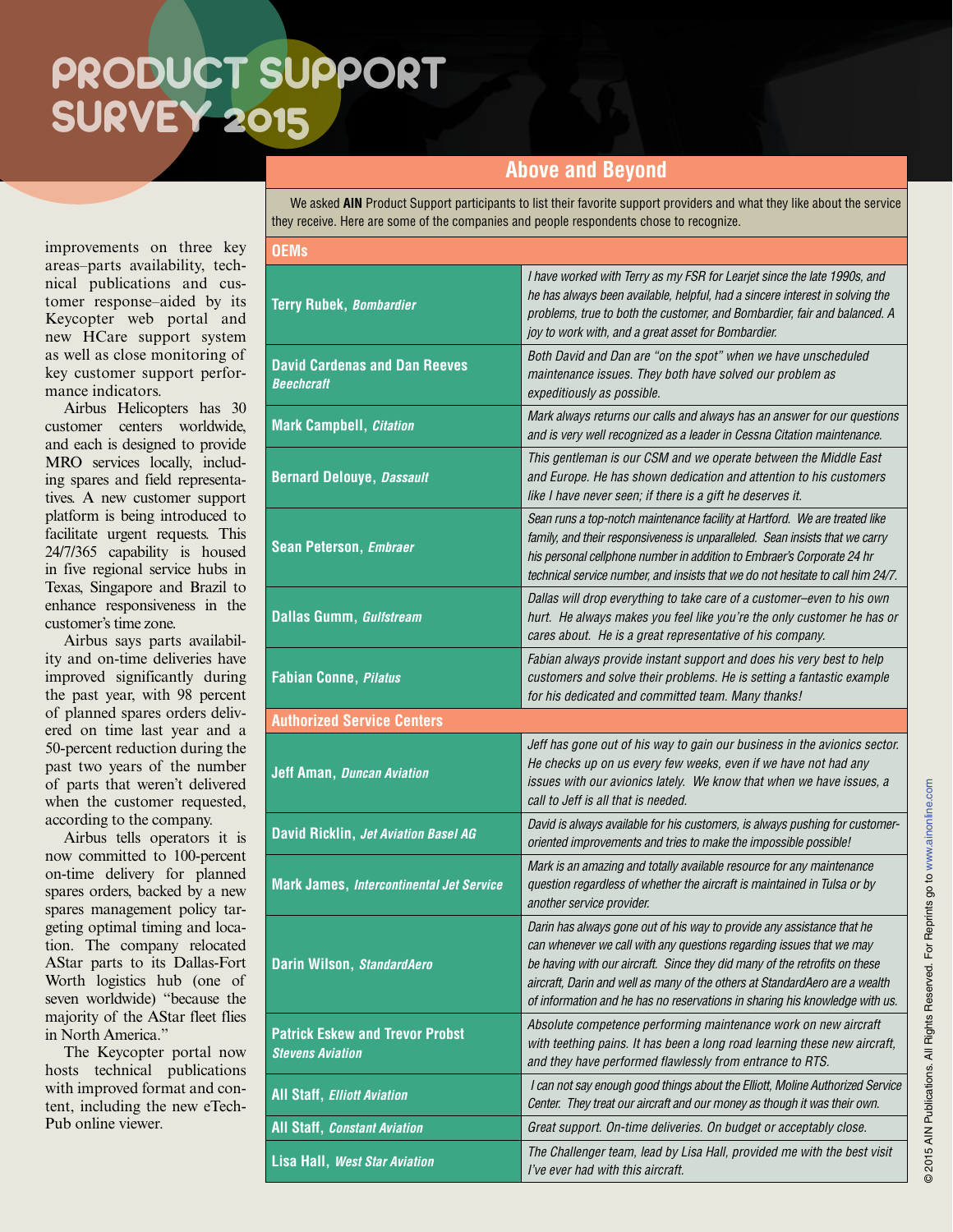# PRODUCT SUPPORT SURVEY 2015

improvements on three key areas–parts availability, technical publications and customer response–aided by its Keycopter web portal and new HCare support system as well as close monitoring of key customer support performance indicators.

Airbus Helicopters has 30 customer centers worldwide, and each is designed to provide MRO services locally, including spares and field representatives. A new customer support platform is being introduced to facilitate urgent requests. This 24/7/365 capability is housed in five regional service hubs in Texas, Singapore and Brazil to enhance responsiveness in the customer's time zone.

Airbus says parts availability and on-time deliveries have improved significantly during the past year, with 98 percent of planned spares orders delivered on time last year and a 50-percent reduction during the past two years of the number of parts that weren't delivered when the customer requested, according to the company.

Airbus tells operators it is now committed to 100-percent on-time delivery for planned spares orders, backed by a new spares management policy targeting optimal timing and location. The company relocated AStar parts to its Dallas-Fort Worth logistics hub (one of seven worldwide) "because the majority of the AStar fleet flies in North America."

The Keycopter portal now hosts technical publications with improved format and content, including the new eTech-Pub online viewer.

## Above and Beyond

We asked **AIN** Product Support participants to list their favorite support providers and what they like about the service they receive. Here are some of the companies and people respondents chose to recognize.

| **OEMs** | |
|---|---|
| **Terry Rubek**, ***Bombardier*** | *I have worked with Terry as my FSR for Learjet since the late 1990s, and he has always been available, helpful, had a sincere interest in solving the problems, true to both the customer, and Bombardier, fair and balanced. A joy to work with, and a great asset for Bombardier.* |
| **David Cardenas and Dan Reeves** ***Beechcraft*** | *Both David and Dan are "on the spot" when we have unscheduled maintenance issues. They both have solved our problem as expeditiously as possible.* |
| **Mark Campbell**, ***Citation*** | *Mark always returns our calls and always has an answer for our questions and is very well recognized as a leader in Cessna Citation maintenance.* |
| **Bernard Delouye**, ***Dassault*** | *This gentleman is our CSM and we operate between the Middle East and Europe. He has shown dedication and attention to his customers like I have never seen; if there is a gift he deserves it.* |
| **Sean Peterson**, ***Embraer*** | *Sean runs a top-notch maintenance facility at Hartford. We are treated like family, and their responsiveness is unparalleled. Sean insists that we carry his personal cellphone number in addition to Embraer's Corporate 24 hr technical service number, and insists that we do not hesitate to call him 24/7.* |
| **Dallas Gumm**, ***Gulfstream*** | *Dallas will drop everything to take care of a customer–even to his own hurt. He always makes you feel like you're the only customer he has or cares about. He is a great representative of his company.* |
| **Fabian Conne**, ***Pilatus*** | *Fabian always provide instant support and does his very best to help customers and solve their problems. He is setting a fantastic example for his dedicated and committed team. Many thanks!* |
| **Authorized Service Centers** | |
| **Jeff Aman**, ***Duncan Aviation*** | *Jeff has gone out of his way to gain our business in the avionics sector. He checks up on us every few weeks, even if we have not had any issues with our avionics lately. We know that when we have issues, a call to Jeff is all that is needed.* |
| **David Ricklin**, ***Jet Aviation Basel AG*** | *David is always available for his customers, is always pushing for customer-oriented improvements and tries to make the impossible possible!* |
| **Mark James**, ***Intercontinental Jet Service*** | *Mark is an amazing and totally available resource for any maintenance question regardless of whether the aircraft is maintained in Tulsa or by another service provider.* |
| **Darin Wilson**, ***StandardAero*** | *Darin has always gone out of his way to provide any assistance that he can whenever we call with any questions regarding issues that we may be having with our aircraft. Since they did many of the retrofits on these aircraft, Darin and well as many of the others at StandardAero are a wealth of information and he has no reservations in sharing his knowledge with us.* |
| **Patrick Eskew and Trevor Probst** ***Stevens Aviation*** | *Absolute competence performing maintenance work on new aircraft with teething pains. It has been a long road learning these new aircraft, and they have performed flawlessly from entrance to RTS.* |
| **All Staff**, ***Elliott Aviation*** | *I can not say enough good things about the Elliott, Moline Authorized Service Center. They treat our aircraft and our money as though it was their own.* |
| **All Staff**, ***Constant Aviation*** | *Great support. On-time deliveries. On budget or acceptably close.* |
| **Lisa Hall**, ***West Star Aviation*** | *The Challenger team, lead by Lisa Hall, provided me with the best visit I've ever had with this aircraft.* |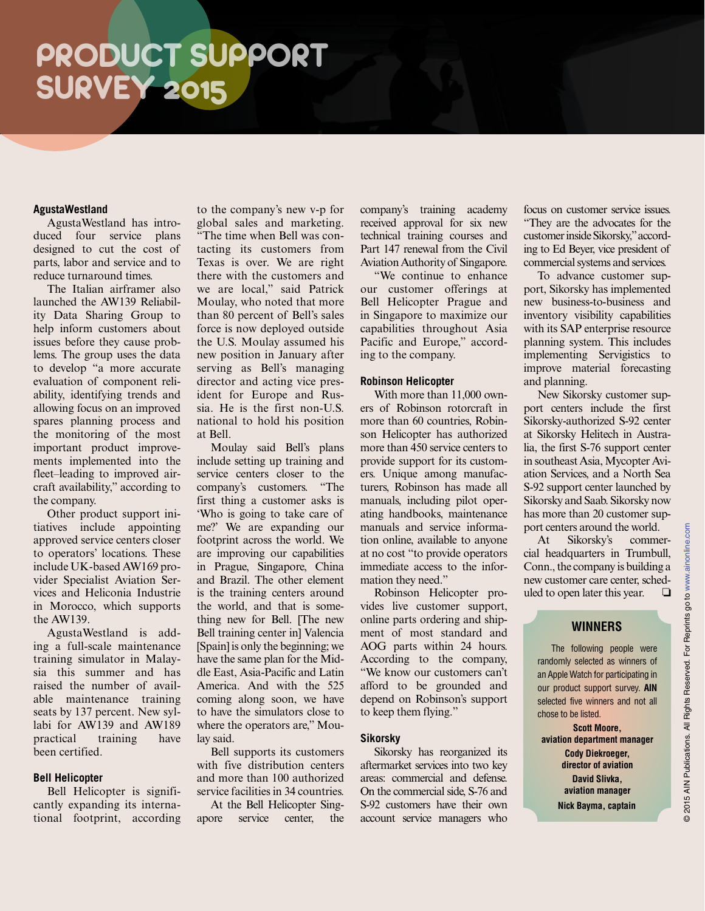# PRODUCT SUPPORT SURVEY 2015

### AgustaWestland

AgustaWestland has introduced four service plans designed to cut the cost of parts, labor and service and to reduce turnaround times.

The Italian airframer also launched the AW139 Reliability Data Sharing Group to help inform customers about issues before they cause problems. The group uses the data to develop "a more accurate evaluation of component reliability, identifying trends and allowing focus on an improved spares planning process and the monitoring of the most important product improvements implemented into the fleet–leading to improved aircraft availability," according to the company.

Other product support initiatives include appointing approved service centers closer to operators' locations. These include UK-based AW169 provider Specialist Aviation Services and Heliconia Industrie in Morocco, which supports the AW139.

AgustaWestland is adding a full-scale maintenance training simulator in Malaysia this summer and has raised the number of available maintenance training seats by 137 percent. New syllabi for AW139 and AW189 practical training have been certified.

### Bell Helicopter

Bell Helicopter is significantly expanding its international footprint, according to the company's new v-p for global sales and marketing. "The time when Bell was contacting its customers from Texas is over. We are right there with the customers and we are local," said Patrick Moulay, who noted that more than 80 percent of Bell's sales force is now deployed outside the U.S. Moulay assumed his new position in January after serving as Bell's managing director and acting vice president for Europe and Russia. He is the first non-U.S. national to hold his position at Bell.

Moulay said Bell's plans include setting up training and service centers closer to the company's customers. "The first thing a customer asks is 'Who is going to take care of me?' We are expanding our footprint across the world. We are improving our capabilities in Prague, Singapore, China and Brazil. The other element is the training centers around the world, and that is something new for Bell. [The new Bell training center in] Valencia [Spain] is only the beginning; we have the same plan for the Middle East, Asia-Pacific and Latin America. And with the 525 coming along soon, we have to have the simulators close to where the operators are," Moulay said.

Bell supports its customers with five distribution centers and more than 100 authorized service facilities in 34 countries.

At the Bell Helicopter Singapore service center, the company's training academy received approval for six new technical training courses and Part 147 renewal from the Civil Aviation Authority of Singapore.

"We continue to enhance our customer offerings at Bell Helicopter Prague and in Singapore to maximize our capabilities throughout Asia Pacific and Europe," according to the company.

### Robinson Helicopter

With more than 11,000 owners of Robinson rotorcraft in more than 60 countries, Robinson Helicopter has authorized more than 450 service centers to provide support for its customers. Unique among manufacturers, Robinson has made all manuals, including pilot operating handbooks, maintenance manuals and service information online, available to anyone at no cost "to provide operators immediate access to the information they need."

Robinson Helicopter provides live customer support, online parts ordering and shipment of most standard and AOG parts within 24 hours. According to the company, "We know our customers can't afford to be grounded and depend on Robinson's support to keep them flying."

### Sikorsky

Sikorsky has reorganized its aftermarket services into two key areas: commercial and defense. On the commercial side, S-76 and S-92 customers have their own account service managers who focus on customer service issues. "They are the advocates for the customer inside Sikorsky," according to Ed Beyer, vice president of commercial systems and services.

To advance customer support, Sikorsky has implemented new business-to-business and inventory visibility capabilities with its SAP enterprise resource planning system. This includes implementing Servigistics to improve material forecasting and planning.

New Sikorsky customer support centers include the first Sikorsky-authorized S-92 center at Sikorsky Helitech in Australia, the first S-76 support center in southeast Asia, Mycopter Aviation Services, and a North Sea S-92 support center launched by Sikorsky and Saab. Sikorsky now has more than 20 customer support centers around the world.

At Sikorsky's commercial headquarters in Trumbull, Conn., the company is building a new customer care center, scheduled to open later this year. ❑

### WINNERS

The following people were randomly selected as winners of an Apple Watch for participating in our product support survey. **AIN** selected five winners and not all chose to be listed.

**Scott Moore, aviation department manager**

**Cody Diekroeger, director of aviation**

**David Slivka, aviation manager**

**Nick Bayma, captain**